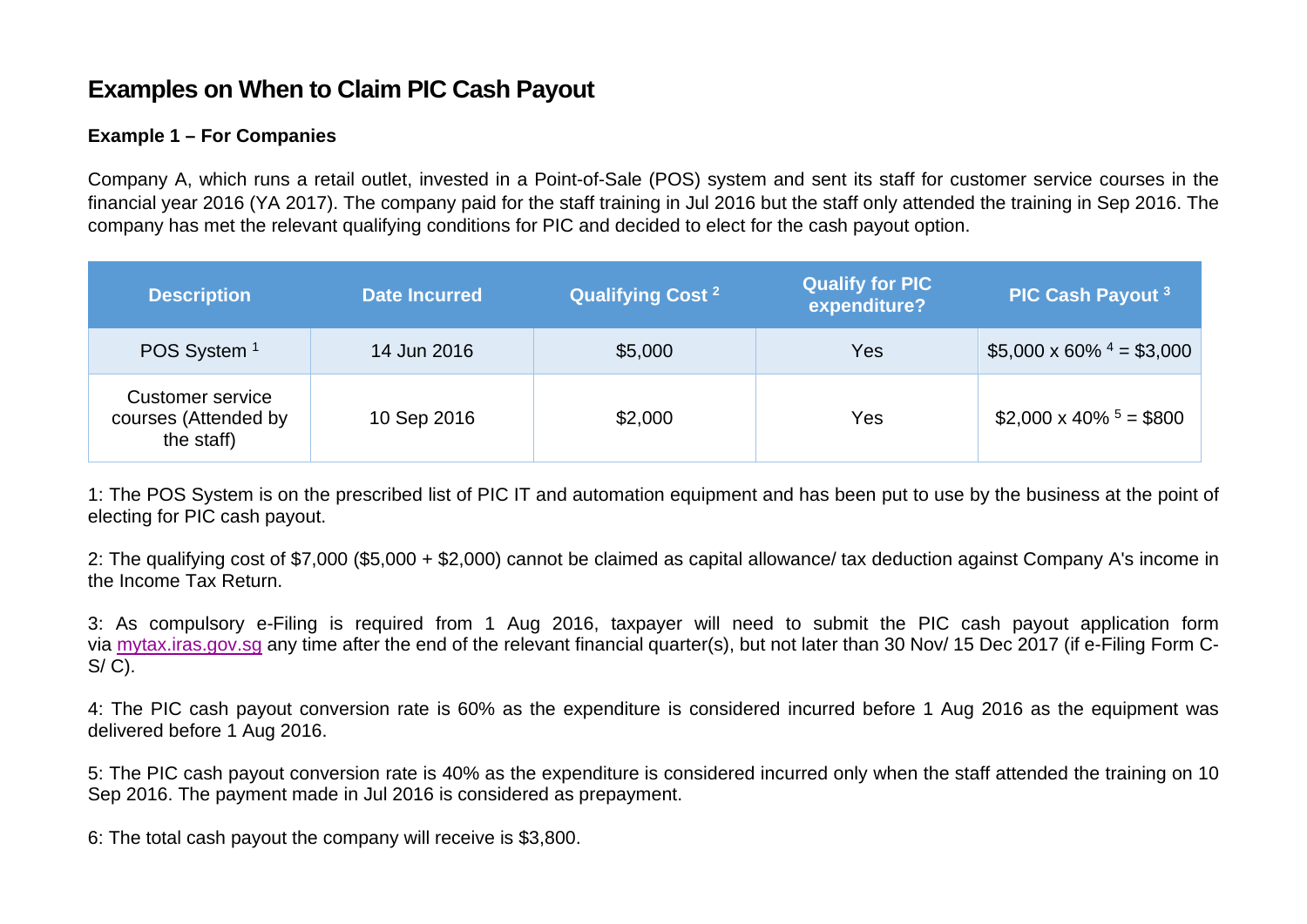# Examples on When to Claim PIC Cash Payout

### Example 1 – For Companies

Company A, which runs a retail outlet, invested in a Point-of-Sale (POS) system and sent its staff for customer service courses in the financial year 2016 (YA 2017). The company paid for the staff training in Jul 2016 but the staff only attended the training in Sep 2016. The company has met the relevant qualifying conditions for PIC and decided to elect for the cash payout option.

| Description | Date Incurred | Qualifying Cost [2] | Qualify for PIC expenditure? | PIC Cash Payout [3] |
|---|---|---|---|---|
| POS System [1] | 14 Jun 2016 | $5,000 | Yes | $5,000 x 60% [4] = $3,000 |
| Customer service courses (Attended by the staff) | 10 Sep 2016 | $2,000 | Yes | $2,000 x 40% [5] = $800 |

1: The POS System is on the prescribed list of PIC IT and automation equipment and has been put to use by the business at the point of electing for PIC cash payout.

2: The qualifying cost of $7,000 ($5,000 + $2,000) cannot be claimed as capital allowance/ tax deduction against Company A's income in the Income Tax Return.

3: As compulsory e-Filing is required from 1 Aug 2016, taxpayer will need to submit the PIC cash payout application form via [mytax.iras.gov.sg](mytax.iras.gov.sg) any time after the end of the relevant financial quarter(s), but not later than 30 Nov/ 15 Dec 2017 (if e-Filing Form C-S/ C).

4: The PIC cash payout conversion rate is 60% as the expenditure is considered incurred before 1 Aug 2016 as the equipment was delivered before 1 Aug 2016.

5: The PIC cash payout conversion rate is 40% as the expenditure is considered incurred only when the staff attended the training on 10 Sep 2016. The payment made in Jul 2016 is considered as prepayment.

6: The total cash payout the company will receive is $3,800.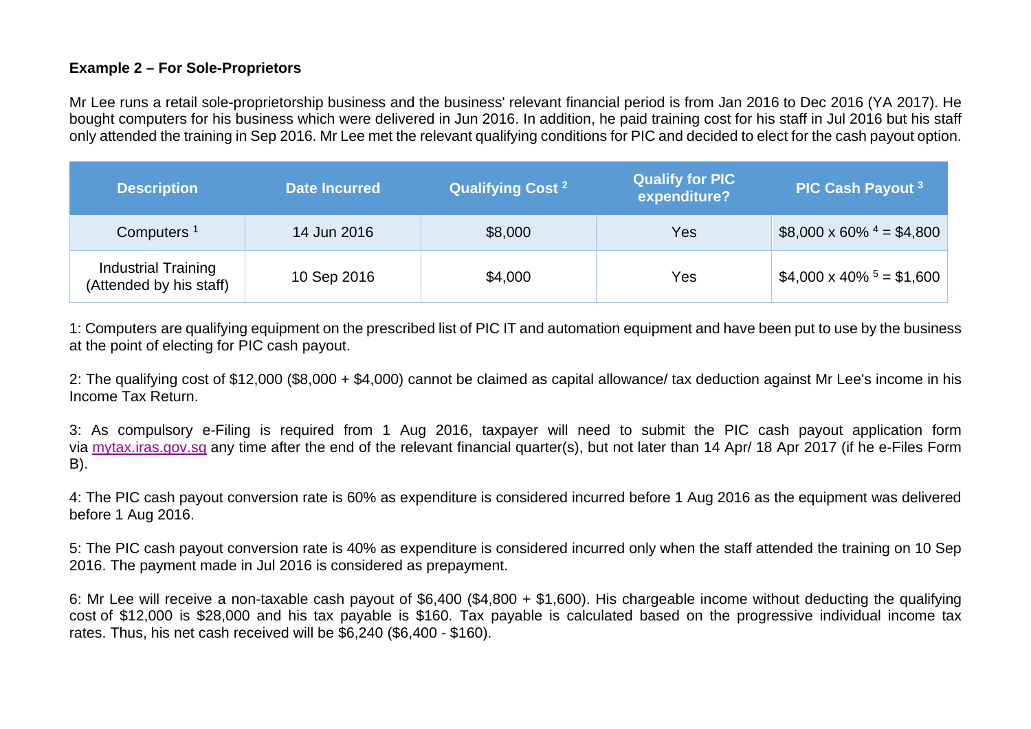**Example 2 – For Sole-Proprietors**

Mr Lee runs a retail sole-proprietorship business and the business' relevant financial period is from Jan 2016 to Dec 2016 (YA 2017). He bought computers for his business which were delivered in Jun 2016. In addition, he paid training cost for his staff in Jul 2016 but his staff only attended the training in Sep 2016. Mr Lee met the relevant qualifying conditions for PIC and decided to elect for the cash payout option.

| Description | Date Incurred | Qualifying Cost [2] | Qualify for PIC expenditure? | PIC Cash Payout [3] |
|---|---|---|---|---|
| Computers [1] | 14 Jun 2016 | $8,000 | Yes | $8,000 x 60% [4] = $4,800 |
| Industrial Training (Attended by his staff) | 10 Sep 2016 | $4,000 | Yes | $4,000 x 40% [5] = $1,600 |

1: Computers are qualifying equipment on the prescribed list of PIC IT and automation equipment and have been put to use by the business at the point of electing for PIC cash payout.

2: The qualifying cost of $12,000 ($8,000 + $4,000) cannot be claimed as capital allowance/ tax deduction against Mr Lee's income in his Income Tax Return.

3: As compulsory e-Filing is required from 1 Aug 2016, taxpayer will need to submit the PIC cash payout application form via mytax.iras.gov.sg any time after the end of the relevant financial quarter(s), but not later than 14 Apr/ 18 Apr 2017 (if he e-Files Form B).

4: The PIC cash payout conversion rate is 60% as expenditure is considered incurred before 1 Aug 2016 as the equipment was delivered before 1 Aug 2016.

5: The PIC cash payout conversion rate is 40% as expenditure is considered incurred only when the staff attended the training on 10 Sep 2016. The payment made in Jul 2016 is considered as prepayment.

6: Mr Lee will receive a non-taxable cash payout of $6,400 ($4,800 + $1,600). His chargeable income without deducting the qualifying cost of $12,000 is $28,000 and his tax payable is $160. Tax payable is calculated based on the progressive individual income tax rates. Thus, his net cash received will be $6,240 ($6,400 - $160).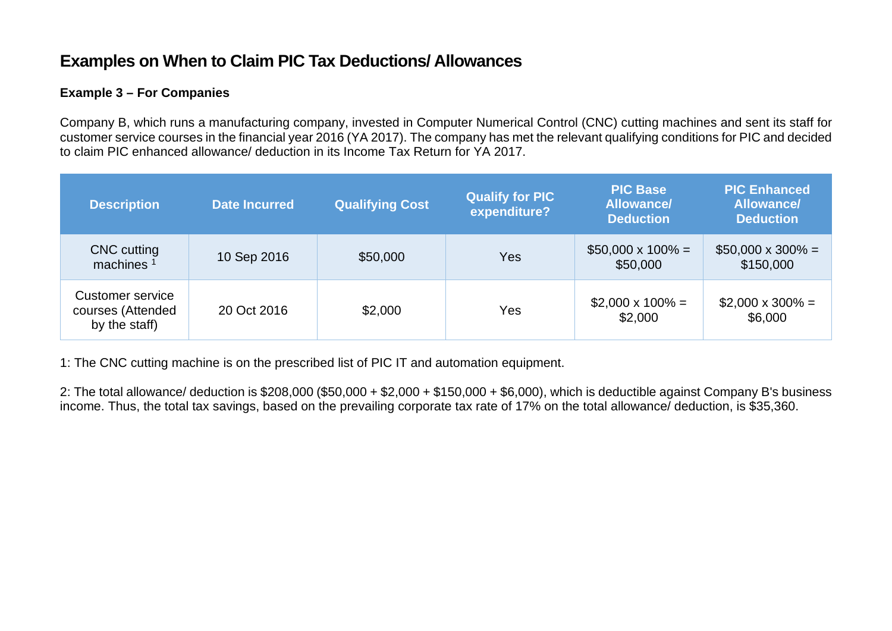## Examples on When to Claim PIC Tax Deductions/ Allowances

### Example 3 – For Companies

Company B, which runs a manufacturing company, invested in Computer Numerical Control (CNC) cutting machines and sent its staff for customer service courses in the financial year 2016 (YA 2017). The company has met the relevant qualifying conditions for PIC and decided to claim PIC enhanced allowance/ deduction in its Income Tax Return for YA 2017.

| Description | Date Incurred | Qualifying Cost | Qualify for PIC expenditure? | PIC Base Allowance/ Deduction | PIC Enhanced Allowance/ Deduction |
|---|---|---|---|---|---|
| CNC cutting machines [1] | 10 Sep 2016 | $50,000 | Yes | $50,000 x 100% = $50,000 | $50,000 x 300% = $150,000 |
| Customer service courses (Attended by the staff) | 20 Oct 2016 | $2,000 | Yes | $2,000 x 100% = $2,000 | $2,000 x 300% = $6,000 |

1: The CNC cutting machine is on the prescribed list of PIC IT and automation equipment.

2: The total allowance/ deduction is $208,000 ($50,000 + $2,000 + $150,000 + $6,000), which is deductible against Company B's business income. Thus, the total tax savings, based on the prevailing corporate tax rate of 17% on the total allowance/ deduction, is $35,360.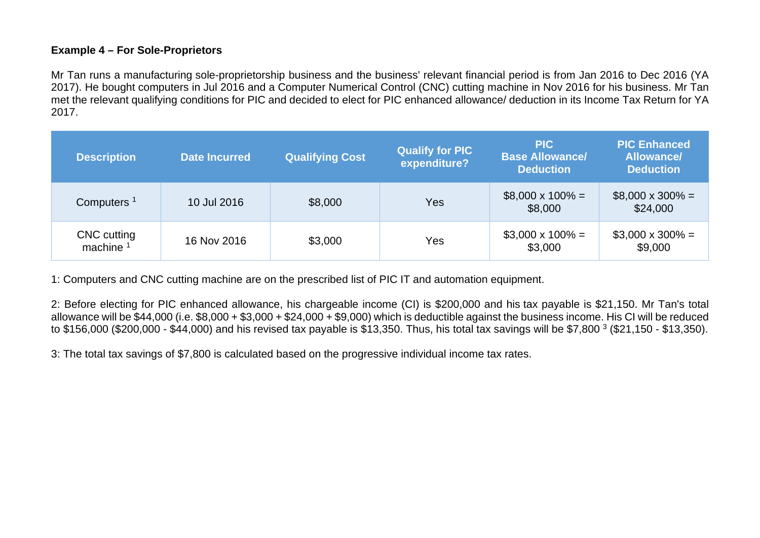**Example 4 – For Sole-Proprietors**

Mr Tan runs a manufacturing sole-proprietorship business and the business' relevant financial period is from Jan 2016 to Dec 2016 (YA 2017). He bought computers in Jul 2016 and a Computer Numerical Control (CNC) cutting machine in Nov 2016 for his business. Mr Tan met the relevant qualifying conditions for PIC and decided to elect for PIC enhanced allowance/ deduction in its Income Tax Return for YA 2017.

| Description | Date Incurred | Qualifying Cost | Qualify for PIC expenditure? | PIC Base Allowance/ Deduction | PIC Enhanced Allowance/ Deduction |
|---|---|---|---|---|---|
| Computers [1] | 10 Jul 2016 | $8,000 | Yes | $8,000 x 100% = $8,000 | $8,000 x 300% = $24,000 |
| CNC cutting machine [1] | 16 Nov 2016 | $3,000 | Yes | $3,000 x 100% = $3,000 | $3,000 x 300% = $9,000 |

1: Computers and CNC cutting machine are on the prescribed list of PIC IT and automation equipment.

2: Before electing for PIC enhanced allowance, his chargeable income (CI) is $200,000 and his tax payable is $21,150. Mr Tan's total allowance will be $44,000 (i.e. $8,000 + $3,000 + $24,000 + $9,000) which is deductible against the business income. His CI will be reduced to $156,000 ($200,000 - $44,000) and his revised tax payable is $13,350. Thus, his total tax savings will be $7,800 [3] ($21,150 - $13,350).

3: The total tax savings of $7,800 is calculated based on the progressive individual income tax rates.